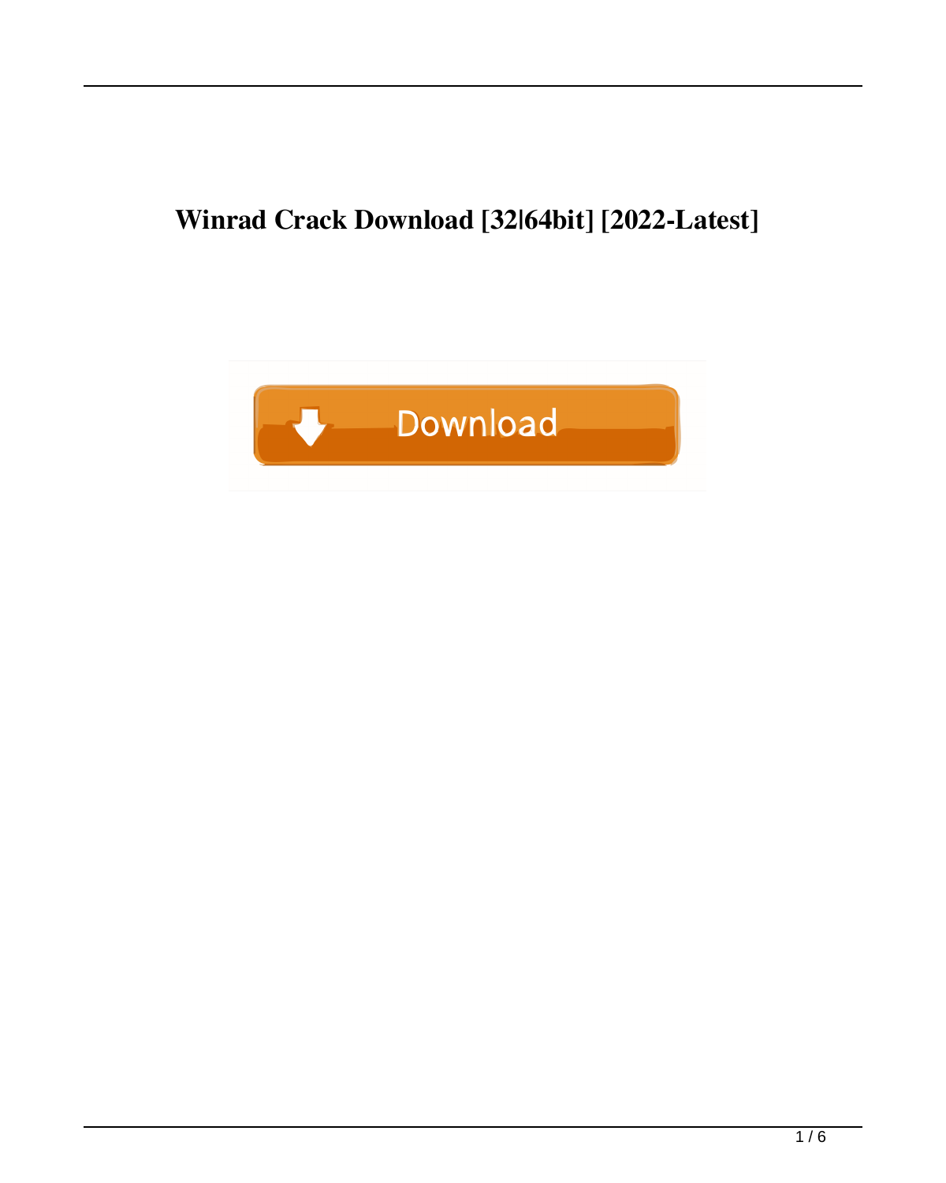# Winrad Crack Download [32|64bit] [2022-Latest]

Download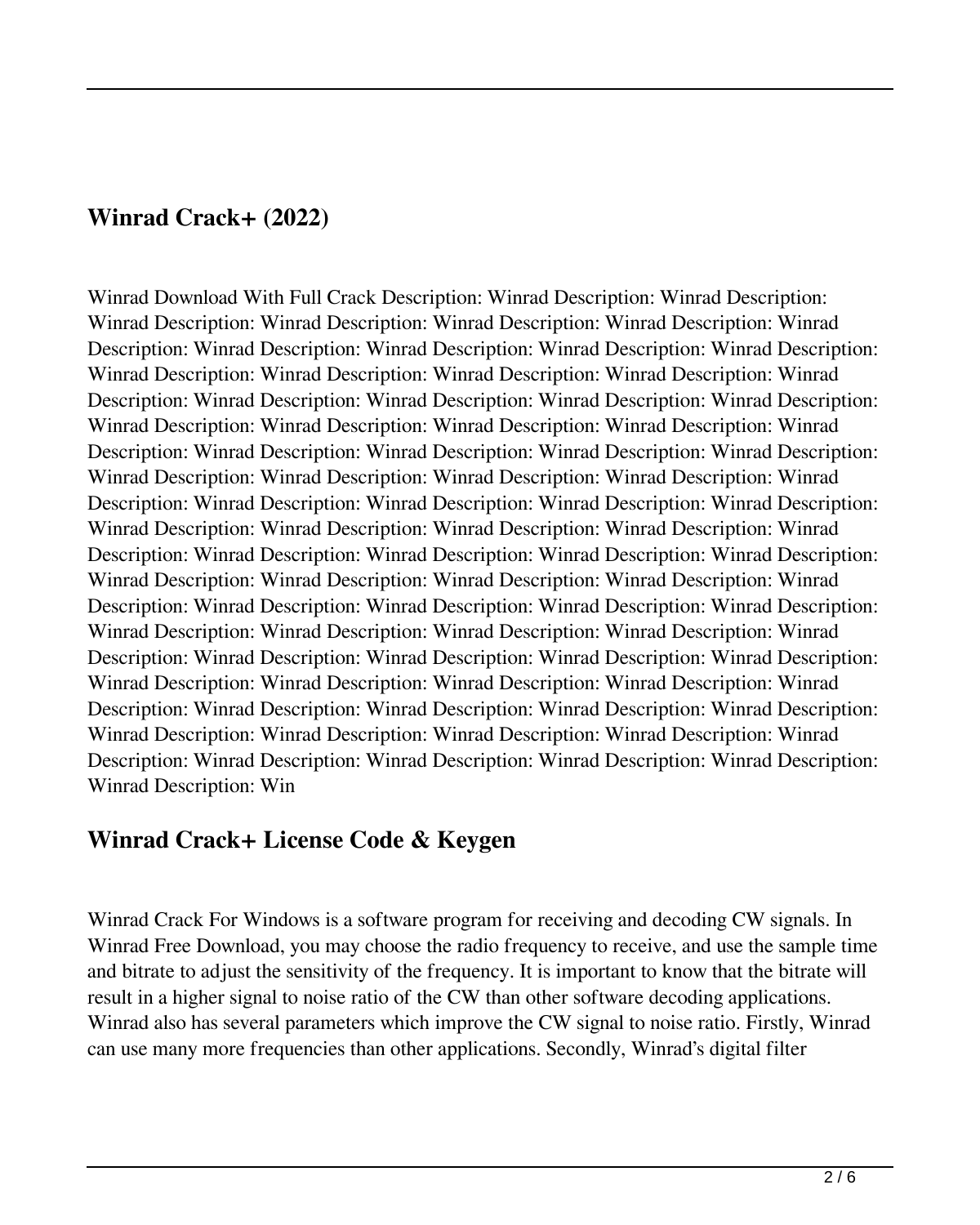## Winrad Crack+ (2022)

Winrad Download With Full Crack Description: Winrad Description: Winrad Description: Winrad Description: Winrad Description: Winrad Description: Winrad Description: Winrad Description: Winrad Description: Winrad Description: Winrad Description: Winrad Description: Winrad Description: Winrad Description: Winrad Description: Winrad Description: Winrad Description: Winrad Description: Winrad Description: Winrad Description: Winrad Description: Winrad Description: Winrad Description: Winrad Description: Winrad Description: Winrad Description: Winrad Description: Winrad Description: Winrad Description: Winrad Description: Winrad Description: Winrad Description: Winrad Description: Winrad Description: Winrad Description: Winrad Description: Winrad Description: Winrad Description: Winrad Description: Winrad Description: Winrad Description: Winrad Description: Winrad Description: Winrad Description: Winrad Description: Winrad Description: Winrad Description: Winrad Description: Winrad Description: Winrad Description: Winrad Description: Winrad Description: Winrad Description: Winrad Description: Winrad Description: Winrad Description: Winrad Description: Winrad Description: Winrad Description: Winrad Description: Winrad Description: Winrad Description: Winrad Description: Winrad Description: Winrad Description: Winrad Description: Winrad Description: Winrad Description: Winrad Description: Winrad Description: Winrad Description: Winrad Description: Winrad Description: Winrad Description: Winrad Description: Winrad Description: Winrad Description: Winrad Description: Winrad Description: Winrad Description: Winrad Description: Winrad Description: Winrad Description: Winrad Description: Winrad Description: Winrad Description: Winrad Description: Winrad Description: Winrad Description: Win

## Winrad Crack+ License Code & Keygen

Winrad Crack For Windows is a software program for receiving and decoding CW signals. In Winrad Free Download, you may choose the radio frequency to receive, and use the sample time and bitrate to adjust the sensitivity of the frequency. It is important to know that the bitrate will result in a higher signal to noise ratio of the CW than other software decoding applications. Winrad also has several parameters which improve the CW signal to noise ratio. Firstly, Winrad can use many more frequencies than other applications. Secondly, Winrad's digital filter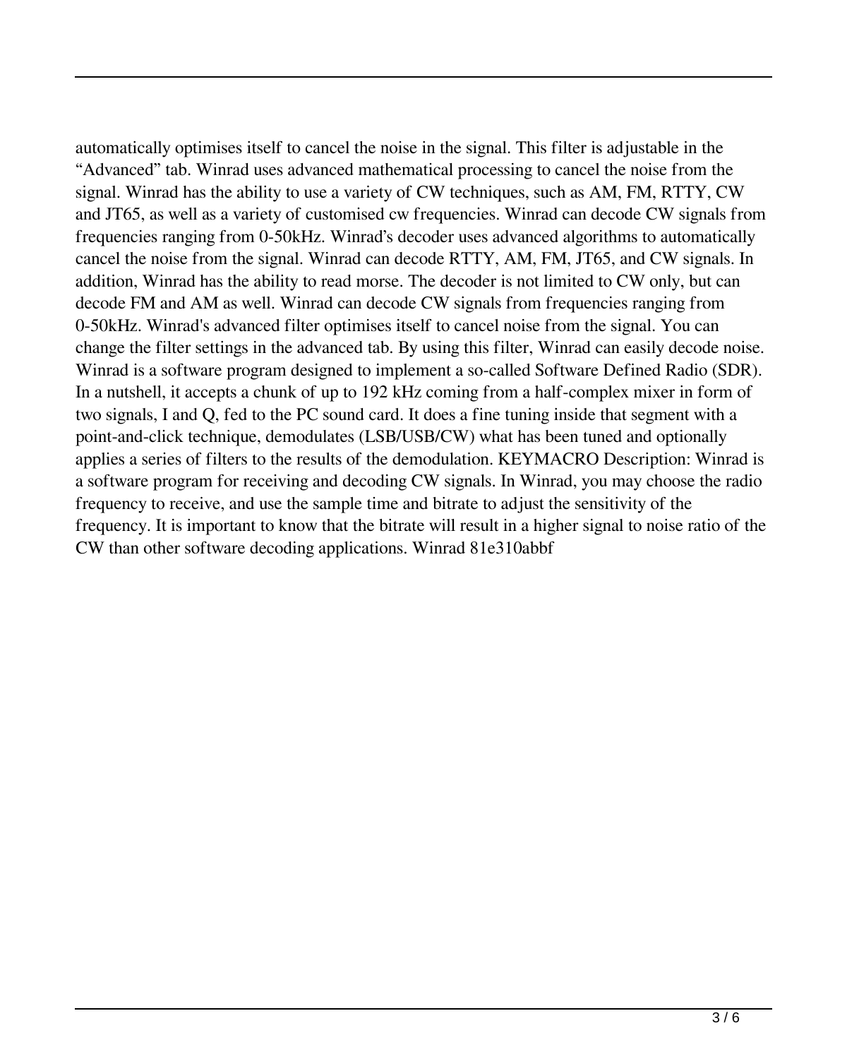automatically optimises itself to cancel the noise in the signal. This filter is adjustable in the "Advanced" tab. Winrad uses advanced mathematical processing to cancel the noise from the signal. Winrad has the ability to use a variety of CW techniques, such as AM, FM, RTTY, CW and JT65, as well as a variety of customised cw frequencies. Winrad can decode CW signals from frequencies ranging from 0-50kHz. Winrad's decoder uses advanced algorithms to automatically cancel the noise from the signal. Winrad can decode RTTY, AM, FM, JT65, and CW signals. In addition, Winrad has the ability to read morse. The decoder is not limited to CW only, but can decode FM and AM as well. Winrad can decode CW signals from frequencies ranging from 0-50kHz. Winrad's advanced filter optimises itself to cancel noise from the signal. You can change the filter settings in the advanced tab. By using this filter, Winrad can easily decode noise. Winrad is a software program designed to implement a so-called Software Defined Radio (SDR). In a nutshell, it accepts a chunk of up to 192 kHz coming from a half-complex mixer in form of two signals, I and Q, fed to the PC sound card. It does a fine tuning inside that segment with a point-and-click technique, demodulates (LSB/USB/CW) what has been tuned and optionally applies a series of filters to the results of the demodulation. KEYMACRO Description: Winrad is a software program for receiving and decoding CW signals. In Winrad, you may choose the radio frequency to receive, and use the sample time and bitrate to adjust the sensitivity of the frequency. It is important to know that the bitrate will result in a higher signal to noise ratio of the CW than other software decoding applications. Winrad 81e310abbf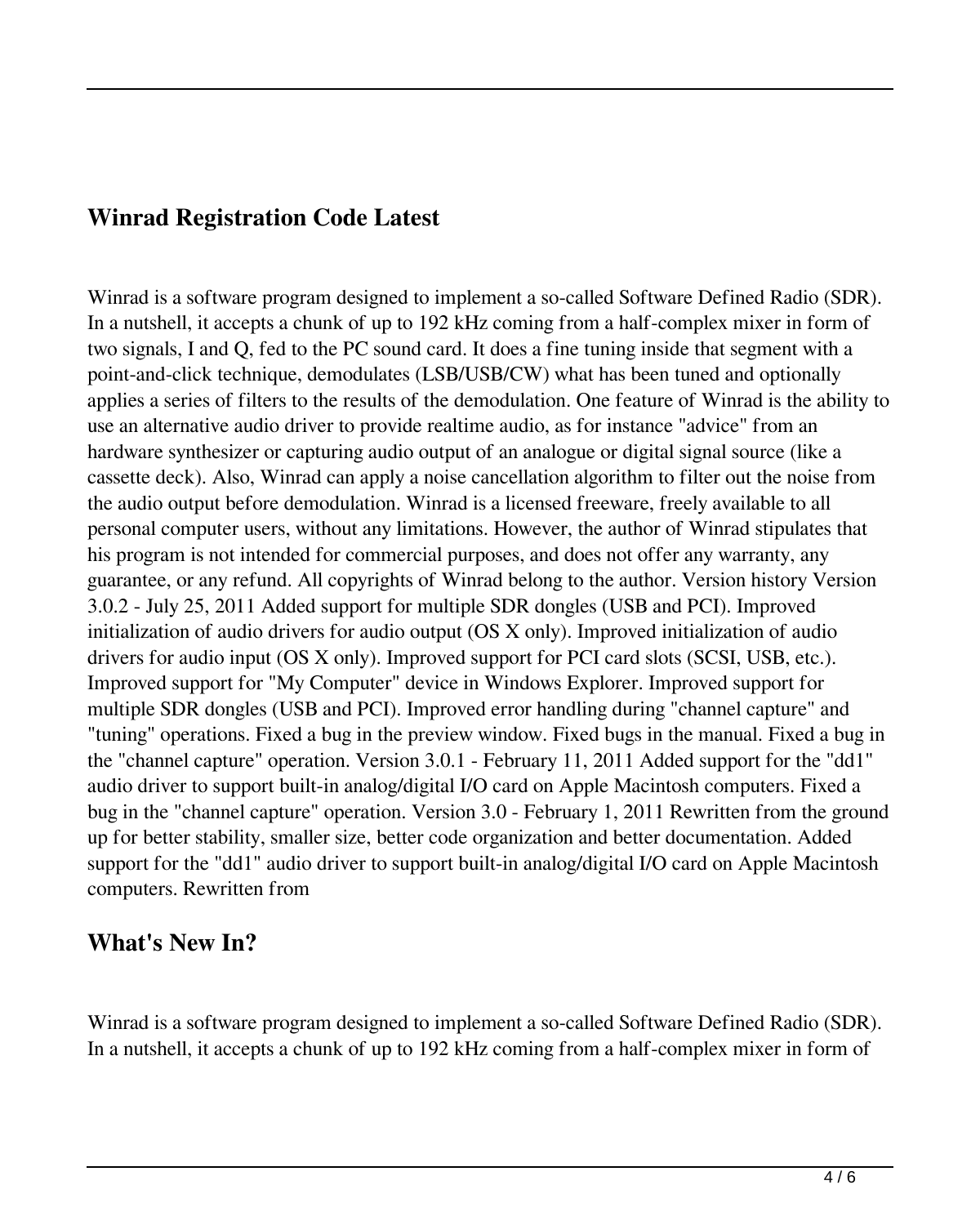## Winrad Registration Code Latest

Winrad is a software program designed to implement a so-called Software Defined Radio (SDR). In a nutshell, it accepts a chunk of up to 192 kHz coming from a half-complex mixer in form of two signals, I and Q, fed to the PC sound card. It does a fine tuning inside that segment with a point-and-click technique, demodulates (LSB/USB/CW) what has been tuned and optionally applies a series of filters to the results of the demodulation. One feature of Winrad is the ability to use an alternative audio driver to provide realtime audio, as for instance "advice" from an hardware synthesizer or capturing audio output of an analogue or digital signal source (like a cassette deck). Also, Winrad can apply a noise cancellation algorithm to filter out the noise from the audio output before demodulation. Winrad is a licensed freeware, freely available to all personal computer users, without any limitations. However, the author of Winrad stipulates that his program is not intended for commercial purposes, and does not offer any warranty, any guarantee, or any refund. All copyrights of Winrad belong to the author. Version history Version 3.0.2 - July 25, 2011 Added support for multiple SDR dongles (USB and PCI). Improved initialization of audio drivers for audio output (OS X only). Improved initialization of audio drivers for audio input (OS X only). Improved support for PCI card slots (SCSI, USB, etc.). Improved support for "My Computer" device in Windows Explorer. Improved support for multiple SDR dongles (USB and PCI). Improved error handling during "channel capture" and "tuning" operations. Fixed a bug in the preview window. Fixed bugs in the manual. Fixed a bug in the "channel capture" operation. Version 3.0.1 - February 11, 2011 Added support for the "dd1" audio driver to support built-in analog/digital I/O card on Apple Macintosh computers. Fixed a bug in the "channel capture" operation. Version 3.0 - February 1, 2011 Rewritten from the ground up for better stability, smaller size, better code organization and better documentation. Added support for the "dd1" audio driver to support built-in analog/digital I/O card on Apple Macintosh computers. Rewritten from

## What's New In?

Winrad is a software program designed to implement a so-called Software Defined Radio (SDR). In a nutshell, it accepts a chunk of up to 192 kHz coming from a half-complex mixer in form of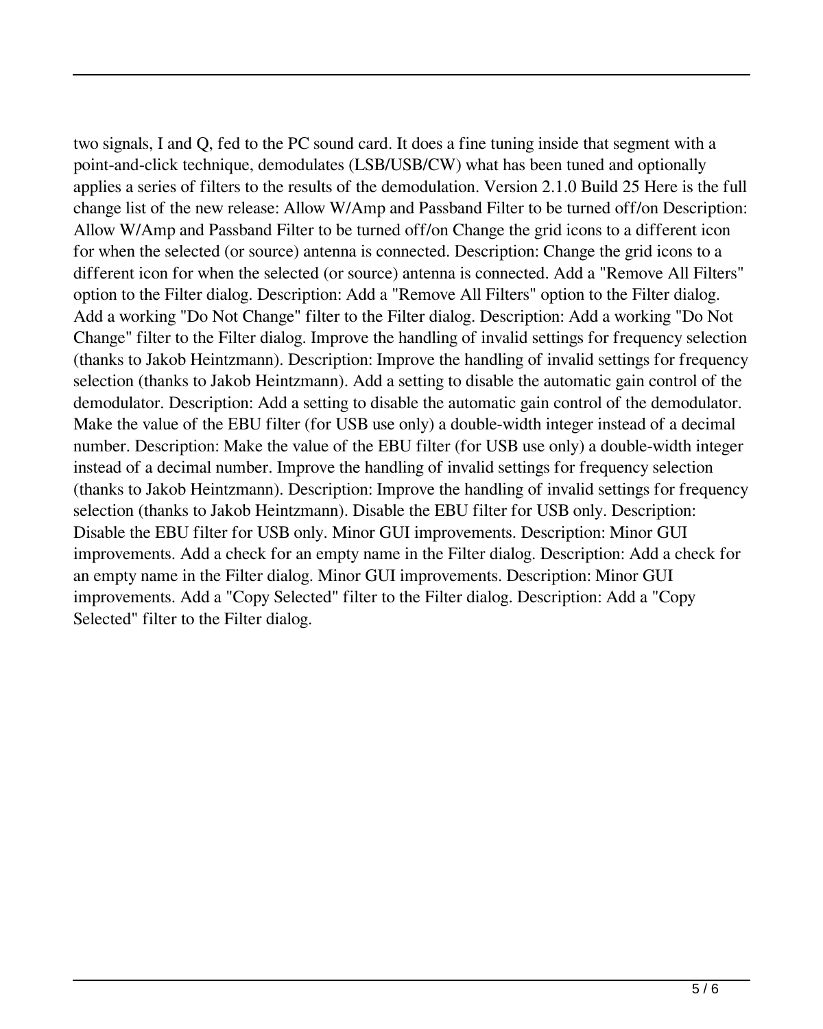two signals, I and Q, fed to the PC sound card. It does a fine tuning inside that segment with a point-and-click technique, demodulates (LSB/USB/CW) what has been tuned and optionally applies a series of filters to the results of the demodulation. Version 2.1.0 Build 25 Here is the full change list of the new release: Allow W/Amp and Passband Filter to be turned off/on Description: Allow W/Amp and Passband Filter to be turned off/on Change the grid icons to a different icon for when the selected (or source) antenna is connected. Description: Change the grid icons to a different icon for when the selected (or source) antenna is connected. Add a "Remove All Filters" option to the Filter dialog. Description: Add a "Remove All Filters" option to the Filter dialog. Add a working "Do Not Change" filter to the Filter dialog. Description: Add a working "Do Not Change" filter to the Filter dialog. Improve the handling of invalid settings for frequency selection (thanks to Jakob Heintzmann). Description: Improve the handling of invalid settings for frequency selection (thanks to Jakob Heintzmann). Add a setting to disable the automatic gain control of the demodulator. Description: Add a setting to disable the automatic gain control of the demodulator. Make the value of the EBU filter (for USB use only) a double-width integer instead of a decimal number. Description: Make the value of the EBU filter (for USB use only) a double-width integer instead of a decimal number. Improve the handling of invalid settings for frequency selection (thanks to Jakob Heintzmann). Description: Improve the handling of invalid settings for frequency selection (thanks to Jakob Heintzmann). Disable the EBU filter for USB only. Description: Disable the EBU filter for USB only. Minor GUI improvements. Description: Minor GUI improvements. Add a check for an empty name in the Filter dialog. Description: Add a check for an empty name in the Filter dialog. Minor GUI improvements. Description: Minor GUI improvements. Add a "Copy Selected" filter to the Filter dialog. Description: Add a "Copy Selected" filter to the Filter dialog.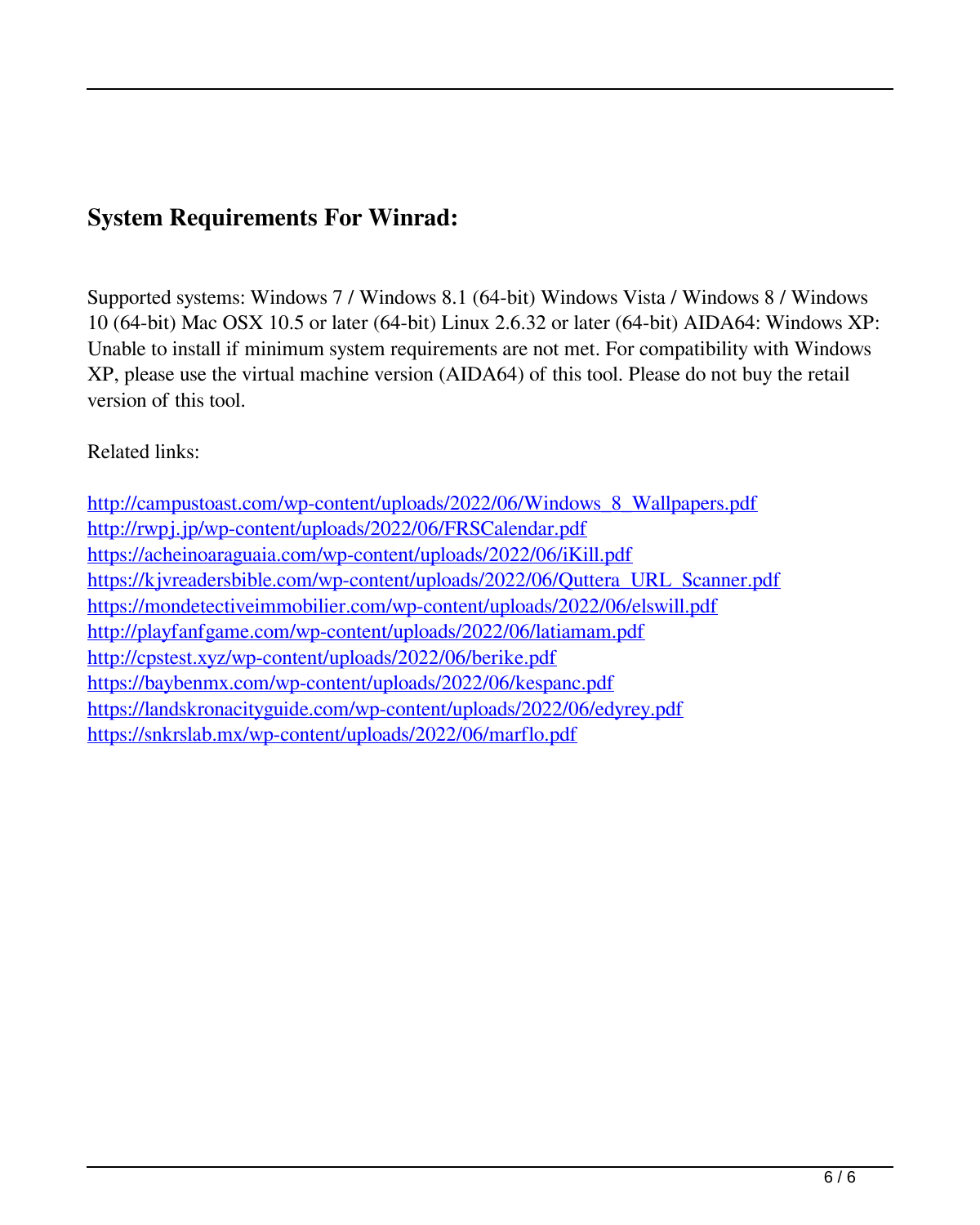## System Requirements For Winrad:

Supported systems: Windows 7 / Windows 8.1 (64-bit) Windows Vista / Windows 8 / Windows 10 (64-bit) Mac OSX 10.5 or later (64-bit) Linux 2.6.32 or later (64-bit) AIDA64: Windows XP: Unable to install if minimum system requirements are not met. For compatibility with Windows XP, please use the virtual machine version (AIDA64) of this tool. Please do not buy the retail version of this tool.

Related links:

http://campustoast.com/wp-content/uploads/2022/06/Windows_8_Wallpapers.pdf
http://rwpj.jp/wp-content/uploads/2022/06/FRSCalendar.pdf
https://acheinoaraguaia.com/wp-content/uploads/2022/06/iKill.pdf
https://kjvreadersbible.com/wp-content/uploads/2022/06/Quttera_URL_Scanner.pdf
https://mondetectiveimmobilier.com/wp-content/uploads/2022/06/elswill.pdf
http://playfanfgame.com/wp-content/uploads/2022/06/latiamam.pdf
http://cpstest.xyz/wp-content/uploads/2022/06/berike.pdf
https://baybenmx.com/wp-content/uploads/2022/06/kespanc.pdf
https://landskronacityguide.com/wp-content/uploads/2022/06/edyrey.pdf
https://snkrslab.mx/wp-content/uploads/2022/06/marflo.pdf